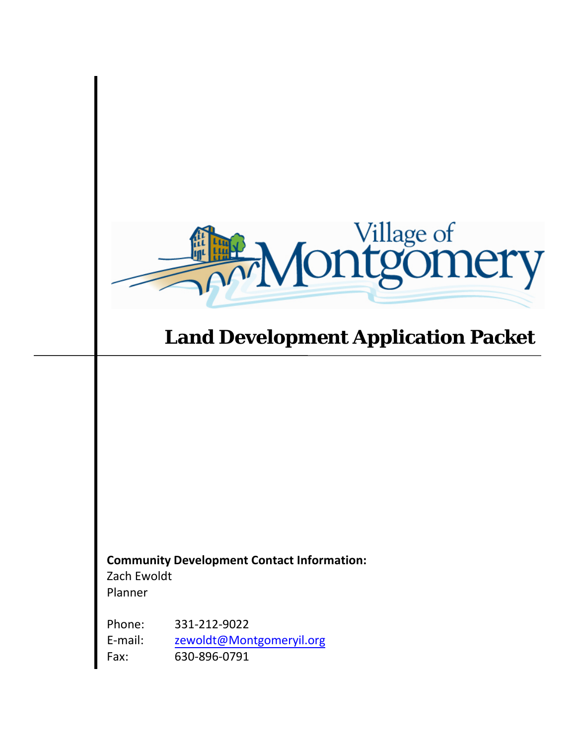Village of Montgomery

# Land Development Application Packet

**Community Development Contact Information:**
Zach Ewoldt
Planner

Phone: 331-212-9022
E-mail: zewoldt@Montgomeryil.org
Fax: 630-896-0791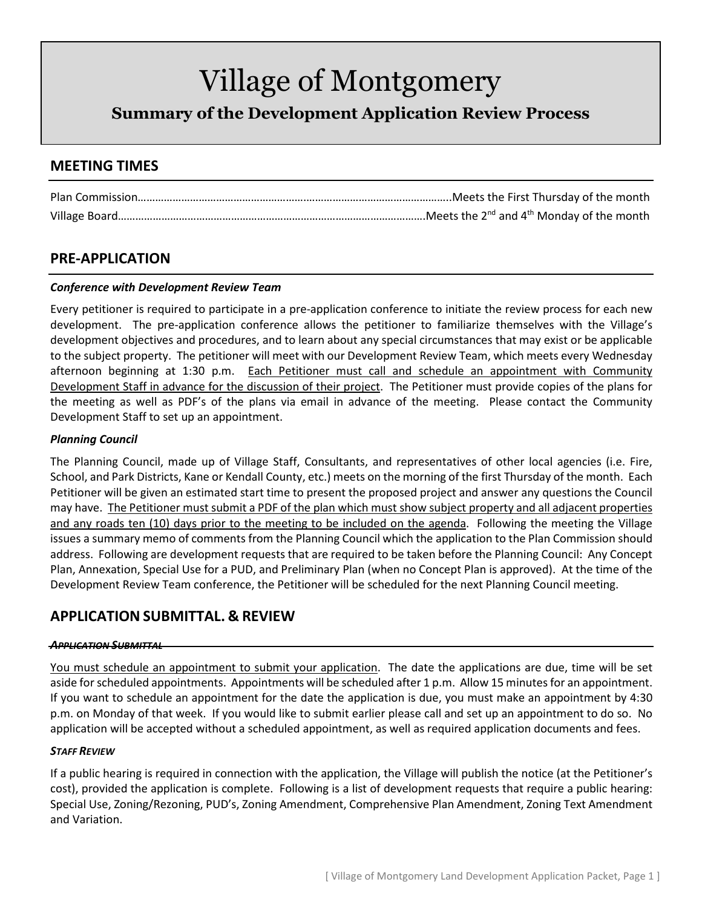# Village of Montgomery

## Summary of the Development Application Review Process

## MEETING TIMES

Plan Commission……………………………………………………………………………………………..Meets the First Thursday of the month
Village Board………………………………………………………………………………………….Meets the 2nd and 4th Monday of the month

## PRE-APPLICATION

### *Conference with Development Review Team*

Every petitioner is required to participate in a pre-application conference to initiate the review process for each new development. The pre-application conference allows the petitioner to familiarize themselves with the Village's development objectives and procedures, and to learn about any special circumstances that may exist or be applicable to the subject property. The petitioner will meet with our Development Review Team, which meets every Wednesday afternoon beginning at 1:30 p.m. <u>Each Petitioner must call and schedule an appointment with Community Development Staff in advance for the discussion of their project</u>. The Petitioner must provide copies of the plans for the meeting as well as PDF's of the plans via email in advance of the meeting. Please contact the Community Development Staff to set up an appointment.

### *Planning Council*

The Planning Council, made up of Village Staff, Consultants, and representatives of other local agencies (i.e. Fire, School, and Park Districts, Kane or Kendall County, etc.) meets on the morning of the first Thursday of the month. Each Petitioner will be given an estimated start time to present the proposed project and answer any questions the Council may have. <u>The Petitioner must submit a PDF of the plan which must show subject property and all adjacent properties and any roads ten (10) days prior to the meeting to be included on the agenda</u>. Following the meeting the Village issues a summary memo of comments from the Planning Council which the application to the Plan Commission should address. Following are development requests that are required to be taken before the Planning Council: Any Concept Plan, Annexation, Special Use for a PUD, and Preliminary Plan (when no Concept Plan is approved). At the time of the Development Review Team conference, the Petitioner will be scheduled for the next Planning Council meeting.

## APPLICATION SUBMITTAL. & REVIEW

### *APPLICATION SUBMITTAL*

<u>You must schedule an appointment to submit your application</u>. The date the applications are due, time will be set aside for scheduled appointments. Appointments will be scheduled after 1 p.m. Allow 15 minutes for an appointment. If you want to schedule an appointment for the date the application is due, you must make an appointment by 4:30 p.m. on Monday of that week. If you would like to submit earlier please call and set up an appointment to do so. No application will be accepted without a scheduled appointment, as well as required application documents and fees.

### *STAFF REVIEW*

If a public hearing is required in connection with the application, the Village will publish the notice (at the Petitioner's cost), provided the application is complete. Following is a list of development requests that require a public hearing: Special Use, Zoning/Rezoning, PUD's, Zoning Amendment, Comprehensive Plan Amendment, Zoning Text Amendment and Variation.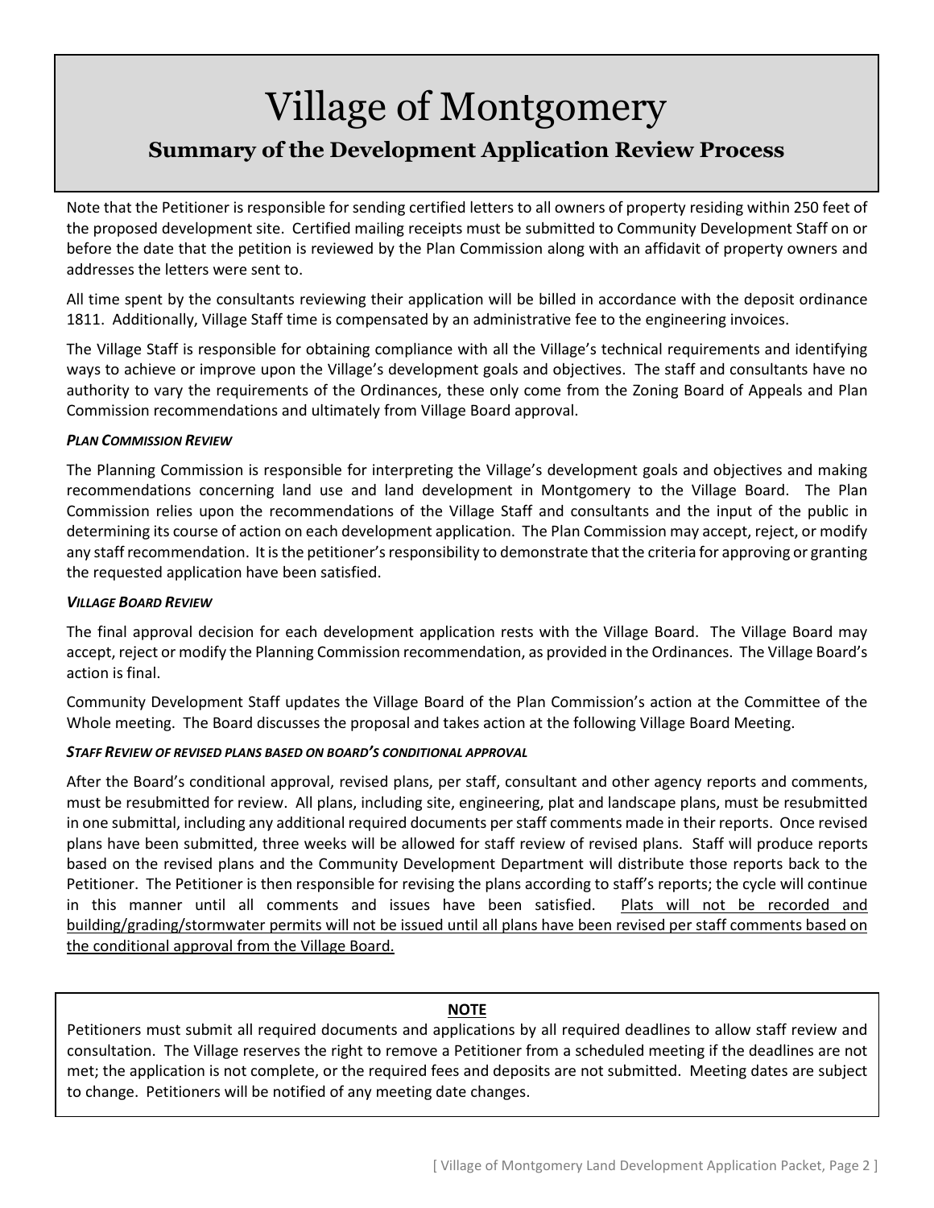# Village of Montgomery

## Summary of the Development Application Review Process

Note that the Petitioner is responsible for sending certified letters to all owners of property residing within 250 feet of the proposed development site. Certified mailing receipts must be submitted to Community Development Staff on or before the date that the petition is reviewed by the Plan Commission along with an affidavit of property owners and addresses the letters were sent to.

All time spent by the consultants reviewing their application will be billed in accordance with the deposit ordinance 1811. Additionally, Village Staff time is compensated by an administrative fee to the engineering invoices.

The Village Staff is responsible for obtaining compliance with all the Village's technical requirements and identifying ways to achieve or improve upon the Village's development goals and objectives. The staff and consultants have no authority to vary the requirements of the Ordinances, these only come from the Zoning Board of Appeals and Plan Commission recommendations and ultimately from Village Board approval.

***PLAN COMMISSION REVIEW***

The Planning Commission is responsible for interpreting the Village's development goals and objectives and making recommendations concerning land use and land development in Montgomery to the Village Board. The Plan Commission relies upon the recommendations of the Village Staff and consultants and the input of the public in determining its course of action on each development application. The Plan Commission may accept, reject, or modify any staff recommendation. It is the petitioner's responsibility to demonstrate that the criteria for approving or granting the requested application have been satisfied.

***VILLAGE BOARD REVIEW***

The final approval decision for each development application rests with the Village Board. The Village Board may accept, reject or modify the Planning Commission recommendation, as provided in the Ordinances. The Village Board's action is final.

Community Development Staff updates the Village Board of the Plan Commission's action at the Committee of the Whole meeting. The Board discusses the proposal and takes action at the following Village Board Meeting.

***STAFF REVIEW OF REVISED PLANS BASED ON BOARD'S CONDITIONAL APPROVAL***

After the Board's conditional approval, revised plans, per staff, consultant and other agency reports and comments, must be resubmitted for review. All plans, including site, engineering, plat and landscape plans, must be resubmitted in one submittal, including any additional required documents per staff comments made in their reports. Once revised plans have been submitted, three weeks will be allowed for staff review of revised plans. Staff will produce reports based on the revised plans and the Community Development Department will distribute those reports back to the Petitioner. The Petitioner is then responsible for revising the plans according to staff's reports; the cycle will continue in this manner until all comments and issues have been satisfied. <u>Plats will not be recorded and building/grading/stormwater permits will not be issued until all plans have been revised per staff comments based on the conditional approval from the Village Board.</u>

**<u>NOTE</u>**

Petitioners must submit all required documents and applications by all required deadlines to allow staff review and consultation. The Village reserves the right to remove a Petitioner from a scheduled meeting if the deadlines are not met; the application is not complete, or the required fees and deposits are not submitted. Meeting dates are subject to change. Petitioners will be notified of any meeting date changes.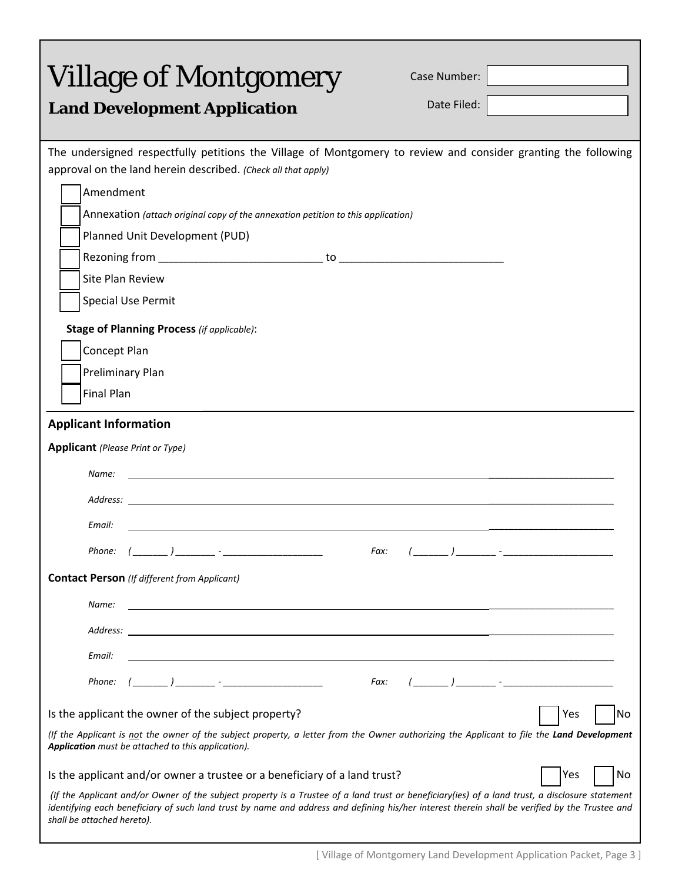# Village of Montgomery

## Land Development Application

Case Number: ____________

Date Filed: ____________

The undersigned respectfully petitions the Village of Montgomery to review and consider granting the following approval on the land herein described. *(Check all that apply)*

- ☐ Amendment
- ☐ Annexation *(attach original copy of the annexation petition to this application)*
- ☐ Planned Unit Development (PUD)
- ☐ Rezoning from ___________________________ to ___________________________
- ☐ Site Plan Review
- ☐ Special Use Permit

**Stage of Planning Process** *(if applicable)*:

- ☐ Concept Plan
- ☐ Preliminary Plan
- ☐ Final Plan

---

### Applicant Information

**Applicant** *(Please Print or Type)*

*Name:* ______________________________________________________________

*Address:* ______________________________________________________________

*Email:* ______________________________________________________________

*Phone:* ( _______ ) ________ - ___________________ *Fax:* ( _______ ) ________ - _____________________

**Contact Person** *(If different from Applicant)*

*Name:* ______________________________________________________________

*Address:* ______________________________________________________________

*Email:* ______________________________________________________________

*Phone:* ( _______ ) ________ - ___________________ *Fax:* ( _______ ) ________ - _____________________

Is the applicant the owner of the subject property? ☐ Yes ☐ No

*(If the Applicant is not the owner of the subject property, a letter from the Owner authorizing the Applicant to file the **Land Development Application** must be attached to this application).*

Is the applicant and/or owner a trustee or a beneficiary of a land trust? ☐ Yes ☐ No

*(If the Applicant and/or Owner of the subject property is a Trustee of a land trust or beneficiary(ies) of a land trust, a disclosure statement identifying each beneficiary of such land trust by name and address and defining his/her interest therein shall be verified by the Trustee and shall be attached hereto).*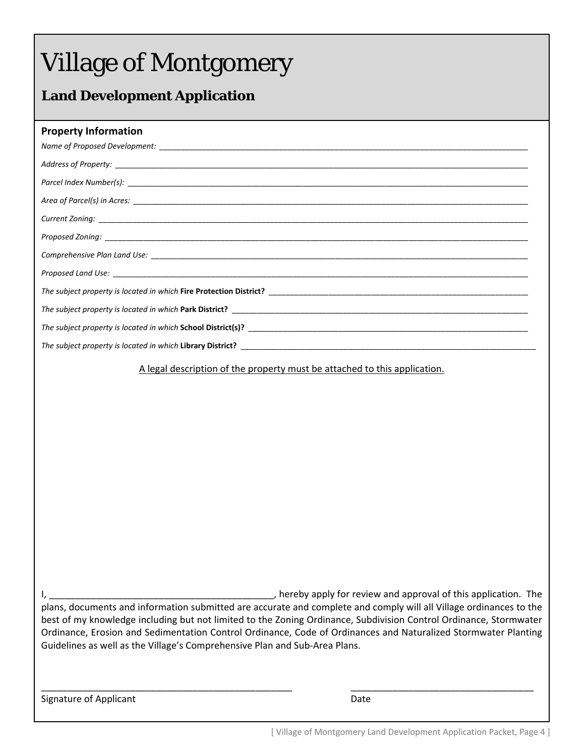# Village of Montgomery

## Land Development Application

### Property Information

*Name of Proposed Development:* ______________________________________________________________________________

*Address of Property:* ______________________________________________________________________________

*Parcel Index Number(s):* ______________________________________________________________________________

*Area of Parcel(s) in Acres:* ______________________________________________________________________________

*Current Zoning:* ______________________________________________________________________________

*Proposed Zoning:* ______________________________________________________________________________

*Comprehensive Plan Land Use:* ______________________________________________________________________________

*Proposed Land Use:* ______________________________________________________________________________

*The subject property is located in which* **Fire Protection District?** ________________________________________________

*The subject property is located in which* **Park District?** ________________________________________________

*The subject property is located in which* **School District(s)?** ________________________________________________

*The subject property is located in which* **Library District?** ________________________________________________

<u>A legal description of the property must be attached to this application.</u>

I, ____________________________________________, hereby apply for review and approval of this application. The plans, documents and information submitted are accurate and complete and comply will all Village ordinances to the best of my knowledge including but not limited to the Zoning Ordinance, Subdivision Control Ordinance, Stormwater Ordinance, Erosion and Sedimentation Control Ordinance, Code of Ordinances and Naturalized Stormwater Planting Guidelines as well as the Village's Comprehensive Plan and Sub-Area Plans.

__________________________________________________ Signature of Applicant

____________________________________ Date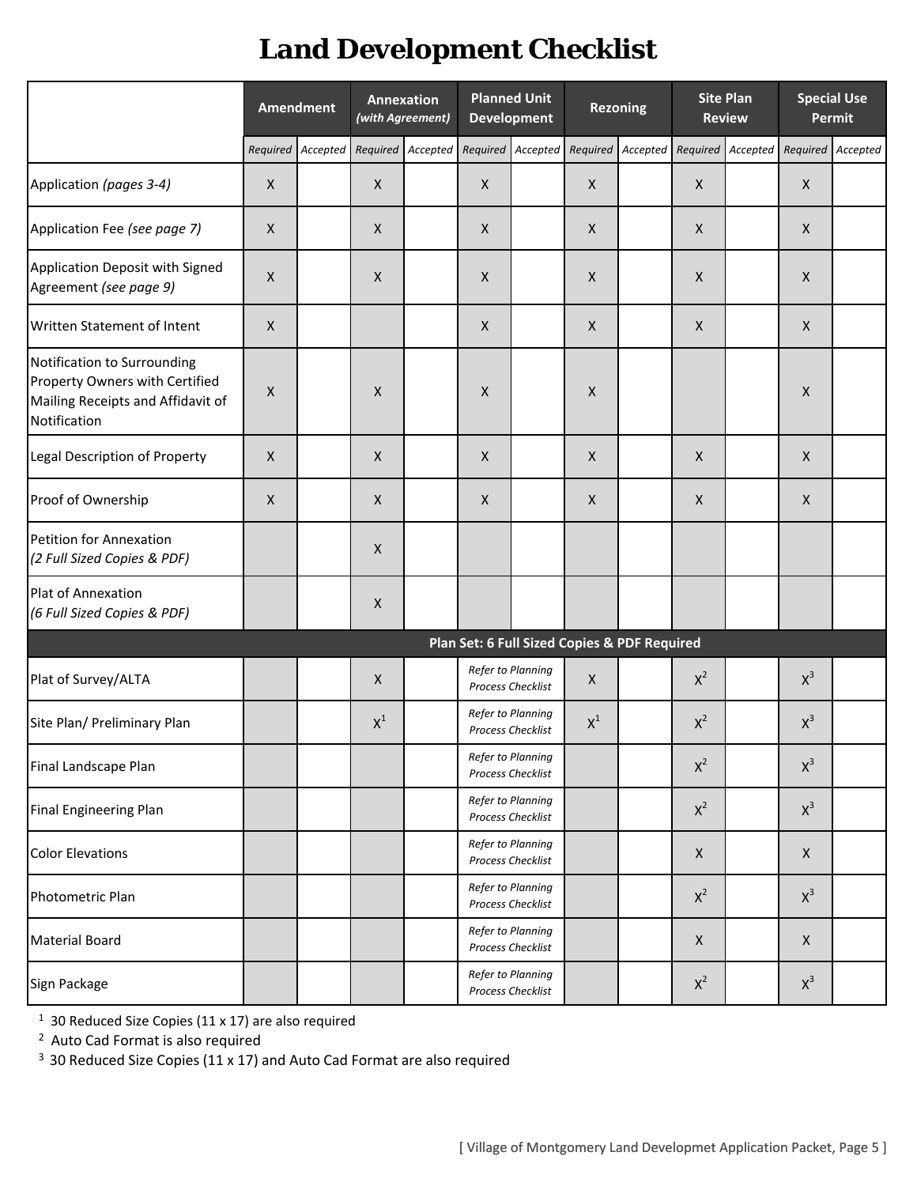# Land Development Checklist

| | Amendment | | Annexation *(with Agreement)* | | Planned Unit Development | | Rezoning | | Site Plan Review | | Special Use Permit | |
|---|---|---|---|---|---|---|---|---|---|---|---|---|
| | *Required* | *Accepted* | *Required* | *Accepted* | *Required* | *Accepted* | *Required* | *Accepted* | *Required* | *Accepted* | *Required* | *Accepted* |
| Application *(pages 3-4)* | X | | X | | X | | X | | X | | X | |
| Application Fee *(see page 7)* | X | | X | | X | | X | | X | | X | |
| Application Deposit with Signed Agreement *(see page 9)* | X | | X | | X | | X | | X | | X | |
| Written Statement of Intent | X | | | | X | | X | | X | | X | |
| Notification to Surrounding Property Owners with Certified Mailing Receipts and Affidavit of Notification | X | | X | | X | | X | | | | X | |
| Legal Description of Property | X | | X | | X | | X | | X | | X | |
| Proof of Ownership | X | | X | | X | | X | | X | | X | |
| Petition for Annexation *(2 Full Sized Copies & PDF)* | | | X | | | | | | | | | |
| Plat of Annexation *(6 Full Sized Copies & PDF)* | | | X | | | | | | | | | |
| **Plan Set: 6 Full Sized Copies & PDF Required** | | | | | | | | | | | | |
| Plat of Survey/ALTA | | | X | | *Refer to Planning Process Checklist* | | X | | X[2] | | X[3] | |
| Site Plan/ Preliminary Plan | | | X[1] | | *Refer to Planning Process Checklist* | | X[1] | | X[2] | | X[3] | |
| Final Landscape Plan | | | | | *Refer to Planning Process Checklist* | | | | X[2] | | X[3] | |
| Final Engineering Plan | | | | | *Refer to Planning Process Checklist* | | | | X[2] | | X[3] | |
| Color Elevations | | | | | *Refer to Planning Process Checklist* | | | | X | | X | |
| Photometric Plan | | | | | *Refer to Planning Process Checklist* | | | | X[2] | | X[3] | |
| Material Board | | | | | *Refer to Planning Process Checklist* | | | | X | | X | |
| Sign Package | | | | | *Refer to Planning Process Checklist* | | | | X[2] | | X[3] | |

[1] 30 Reduced Size Copies (11 x 17) are also required

[2] Auto Cad Format is also required

[3] 30 Reduced Size Copies (11 x 17) and Auto Cad Format are also required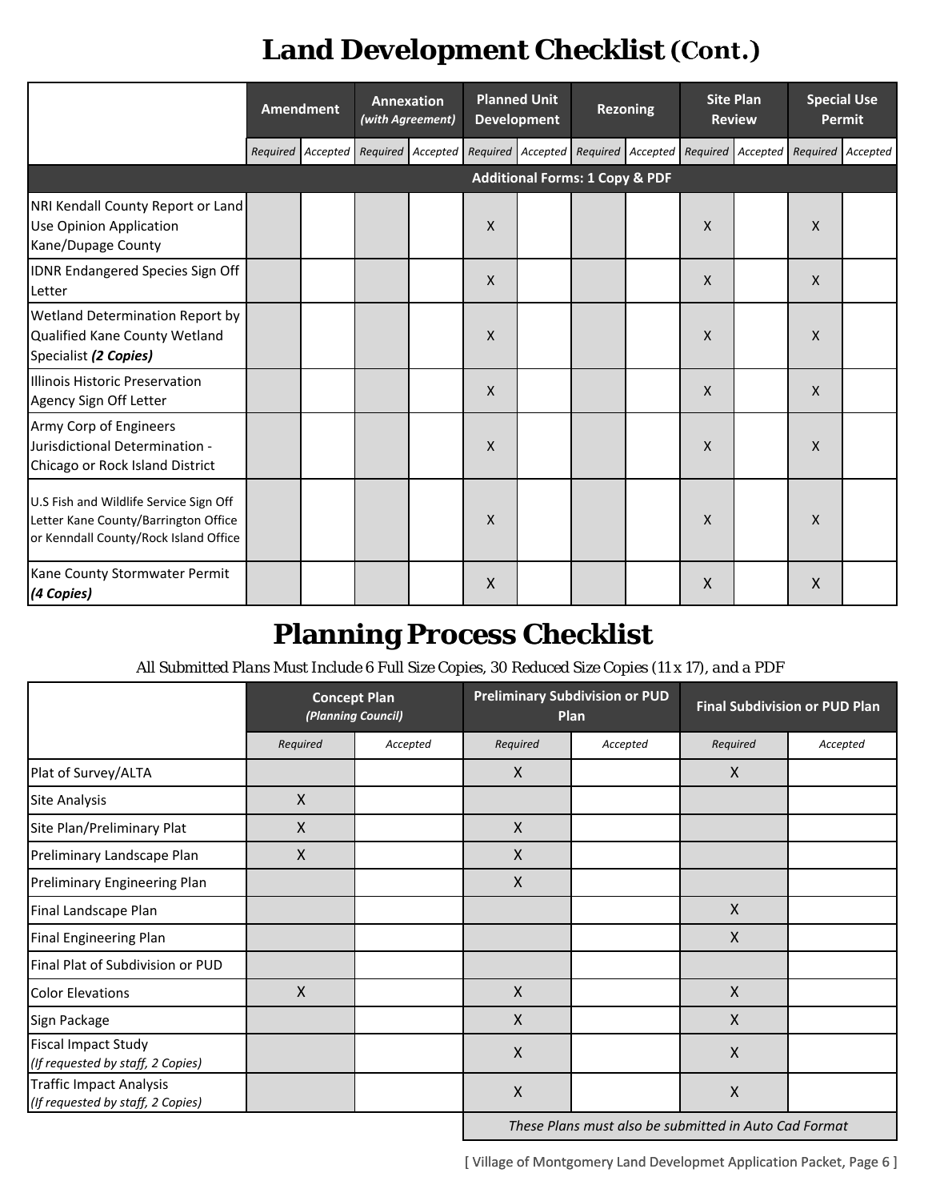# Land Development Checklist (Cont.)

| | Amendment | | Annexation *(with Agreement)* | | Planned Unit Development | | Rezoning | | Site Plan Review | | Special Use Permit | |
|---|---|---|---|---|---|---|---|---|---|---|---|---|
| | *Required* | *Accepted* | *Required* | *Accepted* | *Required* | *Accepted* | *Required* | *Accepted* | *Required* | *Accepted* | *Required* | *Accepted* |
| **Additional Forms: 1 Copy & PDF** | | | | | | | | | | | | |
| NRI Kendall County Report or Land Use Opinion Application Kane/Dupage County | | | | | X | | | | X | | X | |
| IDNR Endangered Species Sign Off Letter | | | | | X | | | | X | | X | |
| Wetland Determination Report by Qualified Kane County Wetland Specialist ***(2 Copies)*** | | | | | X | | | | X | | X | |
| Illinois Historic Preservation Agency Sign Off Letter | | | | | X | | | | X | | X | |
| Army Corp of Engineers Jurisdictional Determination - Chicago or Rock Island District | | | | | X | | | | X | | X | |
| U.S Fish and Wildlife Service Sign Off Letter Kane County/Barrington Office or Kenndall County/Rock Island Office | | | | | X | | | | X | | X | |
| Kane County Stormwater Permit ***(4 Copies)*** | | | | | X | | | | X | | X | |

# Planning Process Checklist

*All Submitted Plans Must Include 6 Full Size Copies, 30 Reduced Size Copies (11 x 17), and a PDF*

| | Concept Plan *(Planning Council)* | | Preliminary Subdivision or PUD Plan | | Final Subdivision or PUD Plan | |
|---|---|---|---|---|---|---|
| | *Required* | *Accepted* | *Required* | *Accepted* | *Required* | *Accepted* |
| Plat of Survey/ALTA | | | X | | X | |
| Site Analysis | X | | | | | |
| Site Plan/Preliminary Plat | X | | X | | | |
| Preliminary Landscape Plan | X | | X | | | |
| Preliminary Engineering Plan | | | X | | | |
| Final Landscape Plan | | | | | X | |
| Final Engineering Plan | | | | | X | |
| Final Plat of Subdivision or PUD | | | | | | |
| Color Elevations | X | | X | | X | |
| Sign Package | | | X | | X | |
| Fiscal Impact Study *(If requested by staff, 2 Copies)* | | | X | | X | |
| Traffic Impact Analysis *(If requested by staff, 2 Copies)* | | | X | | X | |

*These Plans must also be submitted in Auto Cad Format*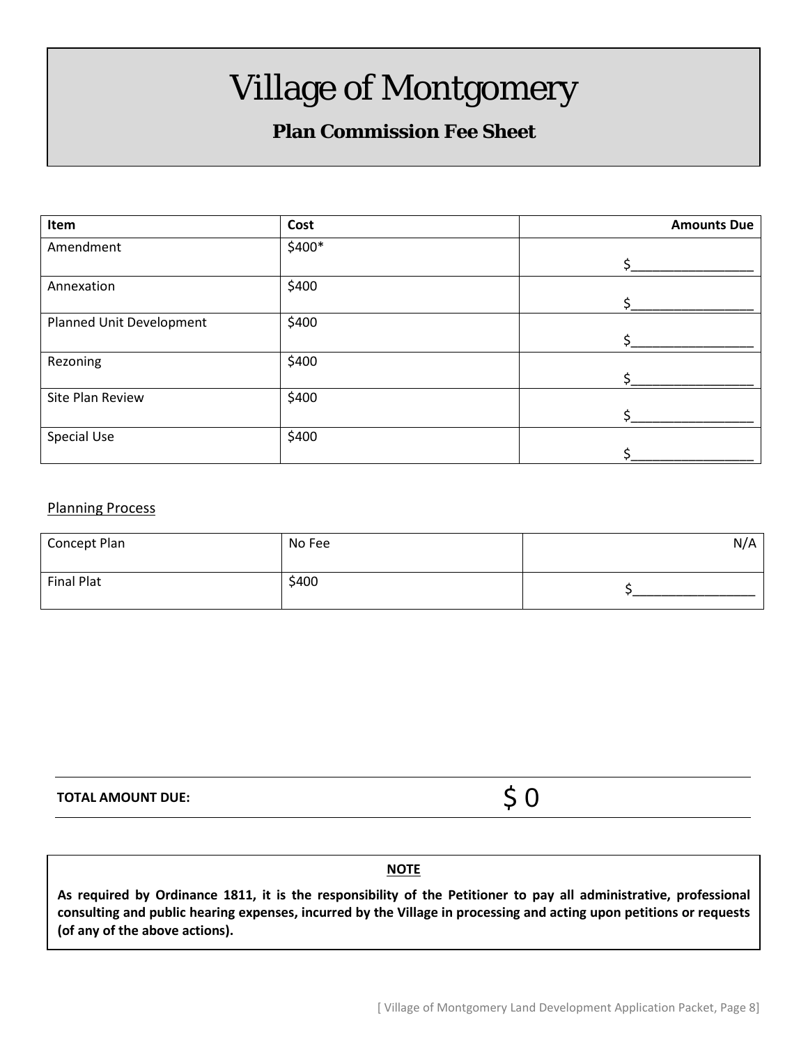# Village of Montgomery

## Plan Commission Fee Sheet

| Item | Cost | Amounts Due |
|---|---|---|
| Amendment | $400* | $________________ |
| Annexation | $400 | $________________ |
| Planned Unit Development | $400 | $________________ |
| Rezoning | $400 | $________________ |
| Site Plan Review | $400 | $________________ |
| Special Use | $400 | $________________ |

Planning Process

| | | |
|---|---|---|
| Concept Plan | No Fee | N/A |
| Final Plat | $400 | $________________ |

**TOTAL AMOUNT DUE:** $ 0

**NOTE**

**As required by Ordinance 1811, it is the responsibility of the Petitioner to pay all administrative, professional consulting and public hearing expenses, incurred by the Village in processing and acting upon petitions or requests (of any of the above actions).**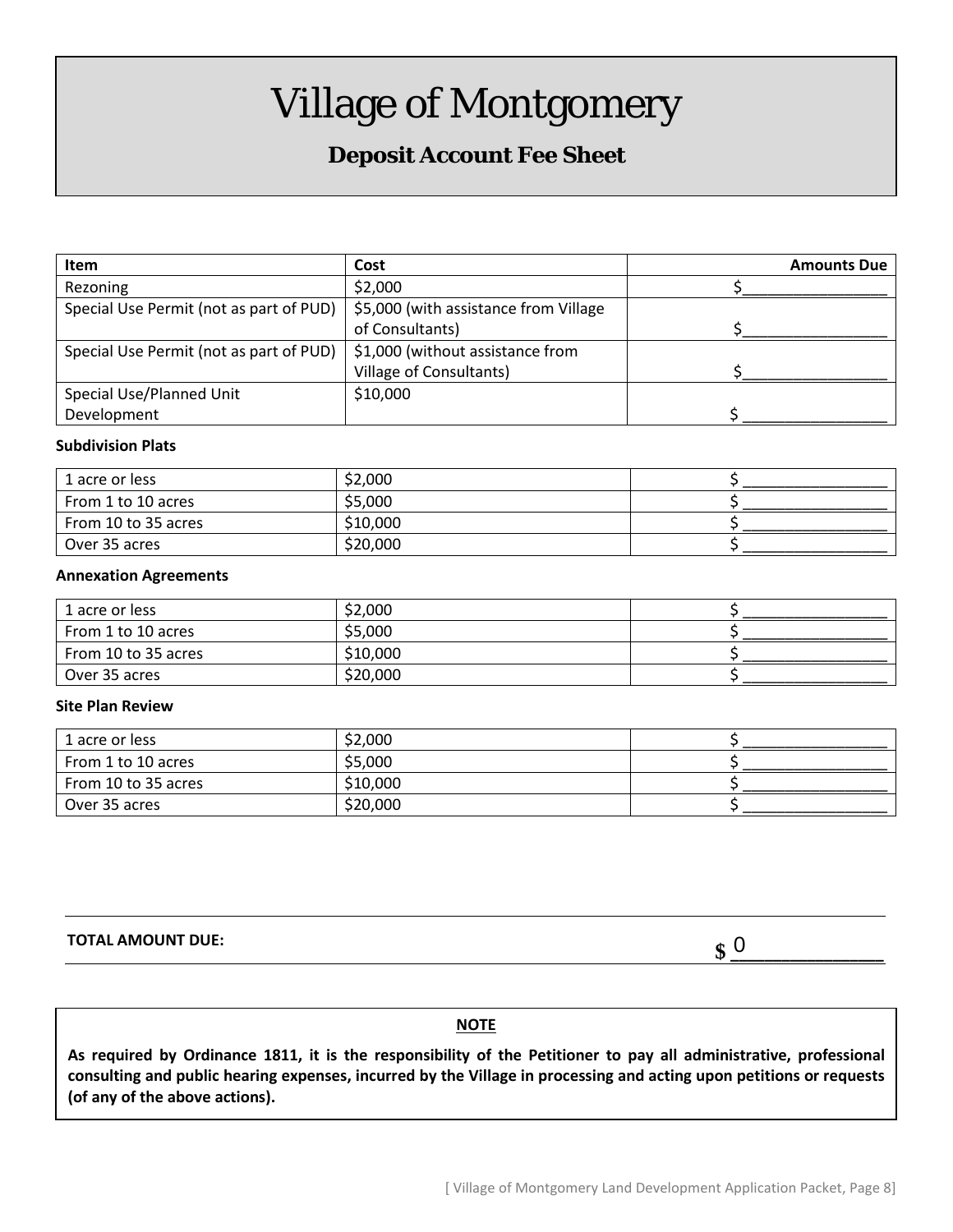# Village of Montgomery

## Deposit Account Fee Sheet

| Item | Cost | Amounts Due |
|---|---|---|
| Rezoning | $2,000 | $_________________ |
| Special Use Permit (not as part of PUD) | $5,000 (with assistance from Village of Consultants) | $_________________ |
| Special Use Permit (not as part of PUD) | $1,000 (without assistance from Village of Consultants) | $_________________ |
| Special Use/Planned Unit Development | $10,000 | $ _________________ |

**Subdivision Plats**

| | | |
|---|---|---|
| 1 acre or less | $2,000 | $ _________________ |
| From 1 to 10 acres | $5,000 | $ _________________ |
| From 10 to 35 acres | $10,000 | $ _________________ |
| Over 35 acres | $20,000 | $ _________________ |

**Annexation Agreements**

| | | |
|---|---|---|
| 1 acre or less | $2,000 | $ _________________ |
| From 1 to 10 acres | $5,000 | $ _________________ |
| From 10 to 35 acres | $10,000 | $ _________________ |
| Over 35 acres | $20,000 | $ _________________ |

**Site Plan Review**

| | | |
|---|---|---|
| 1 acre or less | $2,000 | $ _________________ |
| From 1 to 10 acres | $5,000 | $ _________________ |
| From 10 to 35 acres | $10,000 | $ _________________ |
| Over 35 acres | $20,000 | $ _________________ |

**TOTAL AMOUNT DUE:** $ 0

**NOTE**

**As required by Ordinance 1811, it is the responsibility of the Petitioner to pay all administrative, professional consulting and public hearing expenses, incurred by the Village in processing and acting upon petitions or requests (of any of the above actions).**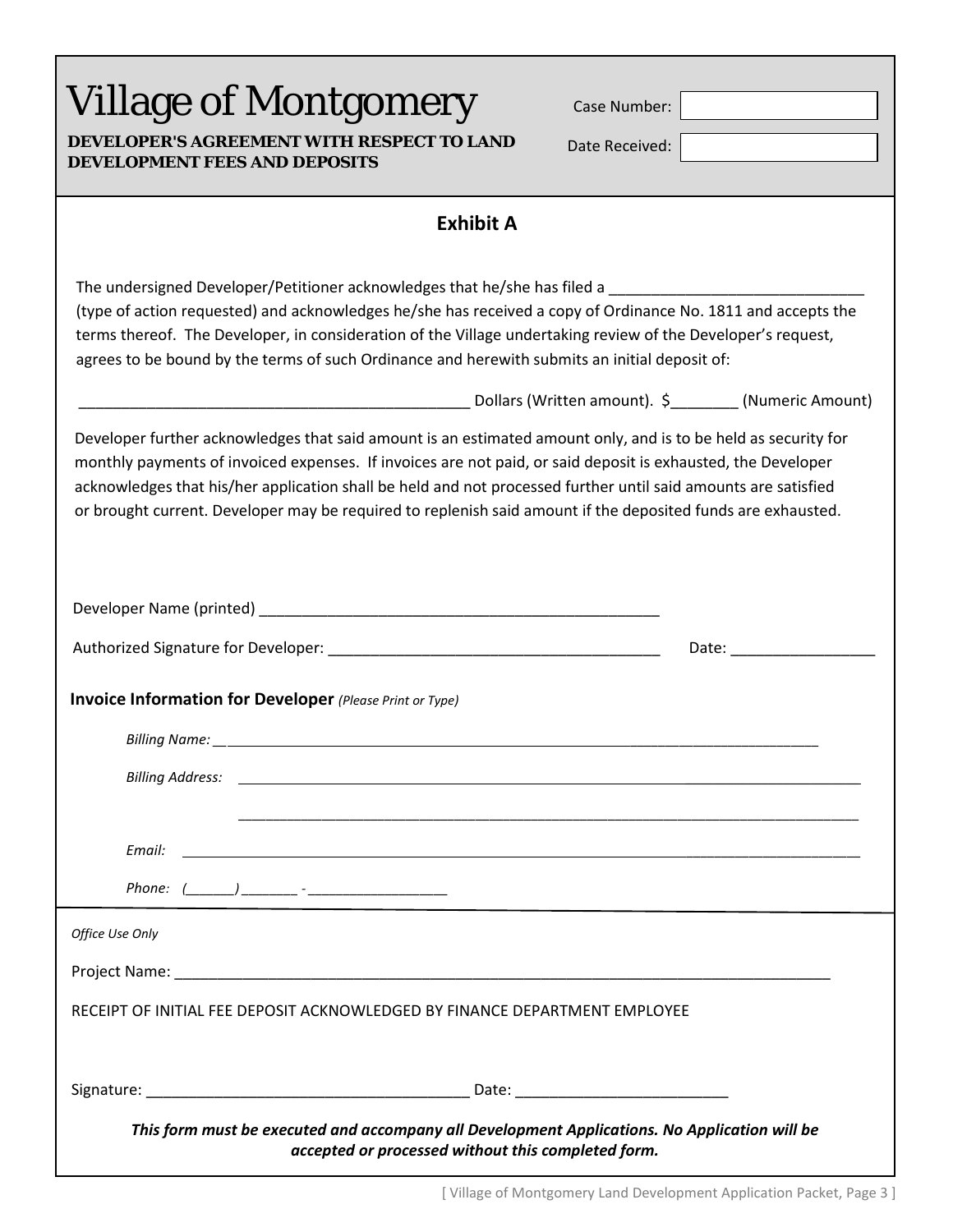# Village of Montgomery

**DEVELOPER'S AGREEMENT WITH RESPECT TO LAND DEVELOPMENT FEES AND DEPOSITS**

Case Number: 

Date Received: 

## Exhibit A

The undersigned Developer/Petitioner acknowledges that he/she has filed a ______________________________ (type of action requested) and acknowledges he/she has received a copy of Ordinance No. 1811 and accepts the terms thereof. The Developer, in consideration of the Village undertaking review of the Developer's request, agrees to be bound by the terms of such Ordinance and herewith submits an initial deposit of:

_______________________________________________ Dollars (Written amount). $________ (Numeric Amount)

Developer further acknowledges that said amount is an estimated amount only, and is to be held as security for monthly payments of invoiced expenses. If invoices are not paid, or said deposit is exhausted, the Developer acknowledges that his/her application shall be held and not processed further until said amounts are satisfied or brought current. Developer may be required to replenish said amount if the deposited funds are exhausted.

Developer Name (printed) ________________________________________________

Authorized Signature for Developer: _______________________________________ Date: _________________

**Invoice Information for Developer** *(Please Print or Type)*

*Billing Name:* ________________________________________________________________________________

*Billing Address:* ______________________________________________________________________________

______________________________________________________________________________

*Email:* ______________________________________________________________________________________

*Phone: (______) _______ - __________________*

*Office Use Only*

Project Name: __________________________________________________________________________________

RECEIPT OF INITIAL FEE DEPOSIT ACKNOWLEDGED BY FINANCE DEPARTMENT EMPLOYEE

Signature: ______________________________________ Date: _________________________

***This form must be executed and accompany all Development Applications. No Application will be accepted or processed without this completed form.***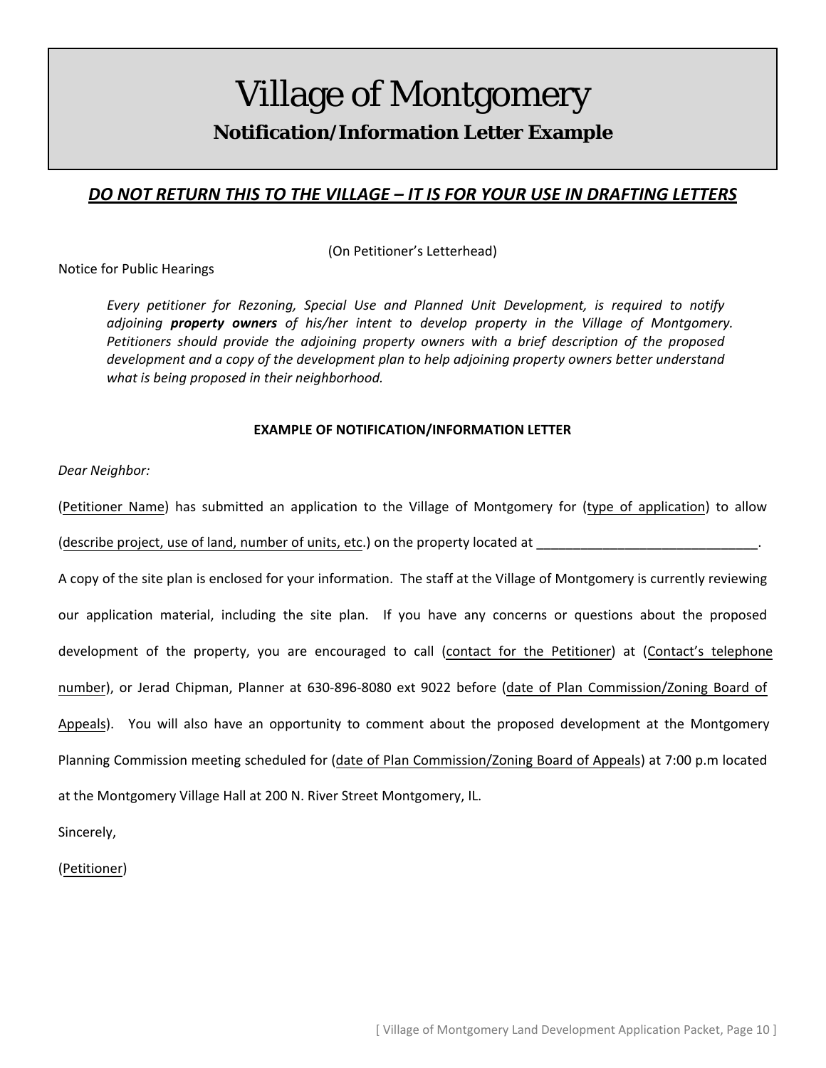# Village of Montgomery

## Notification/Information Letter Example

***DO NOT RETURN THIS TO THE VILLAGE – IT IS FOR YOUR USE IN DRAFTING LETTERS***

(On Petitioner's Letterhead)

Notice for Public Hearings

*Every petitioner for Rezoning, Special Use and Planned Unit Development, is required to notify adjoining **property owners** of his/her intent to develop property in the Village of Montgomery. Petitioners should provide the adjoining property owners with a brief description of the proposed development and a copy of the development plan to help adjoining property owners better understand what is being proposed in their neighborhood.*

**EXAMPLE OF NOTIFICATION/INFORMATION LETTER**

*Dear Neighbor:*

(Petitioner Name) has submitted an application to the Village of Montgomery for (type of application) to allow (describe project, use of land, number of units, etc.) on the property located at ______________________________.

A copy of the site plan is enclosed for your information. The staff at the Village of Montgomery is currently reviewing our application material, including the site plan. If you have any concerns or questions about the proposed development of the property, you are encouraged to call (contact for the Petitioner) at (Contact's telephone number), or Jerad Chipman, Planner at 630-896-8080 ext 9022 before (date of Plan Commission/Zoning Board of Appeals). You will also have an opportunity to comment about the proposed development at the Montgomery Planning Commission meeting scheduled for (date of Plan Commission/Zoning Board of Appeals) at 7:00 p.m located at the Montgomery Village Hall at 200 N. River Street Montgomery, IL.

Sincerely,

(Petitioner)